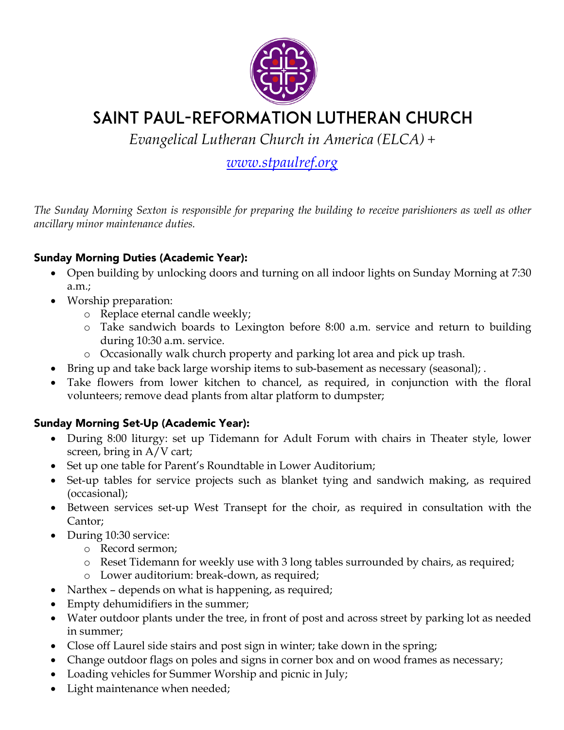# SAINT PAUL-REFORMATION LUTHERAN CHURCH

*Evangelical Lutheran Church in America (ELCA) +*

*www.stpaulref.org*

*The Sunday Morning Sexton is responsible for preparing the building to receive parishioners as well as other ancillary minor maintenance duties.*

## Sunday Morning Duties (Academic Year):

- Open building by unlocking doors and turning on all indoor lights on Sunday Morning at 7:30 a.m.;
- Worship preparation:
  - Replace eternal candle weekly;
  - Take sandwich boards to Lexington before 8:00 a.m. service and return to building during 10:30 a.m. service.
  - Occasionally walk church property and parking lot area and pick up trash.
- Bring up and take back large worship items to sub-basement as necessary (seasonal); .
- Take flowers from lower kitchen to chancel, as required, in conjunction with the floral volunteers; remove dead plants from altar platform to dumpster;

## Sunday Morning Set-Up (Academic Year):

- During 8:00 liturgy: set up Tidemann for Adult Forum with chairs in Theater style, lower screen, bring in A/V cart;
- Set up one table for Parent's Roundtable in Lower Auditorium;
- Set-up tables for service projects such as blanket tying and sandwich making, as required (occasional);
- Between services set-up West Transept for the choir, as required in consultation with the Cantor;
- During 10:30 service:
  - Record sermon;
  - Reset Tidemann for weekly use with 3 long tables surrounded by chairs, as required;
  - Lower auditorium: break-down, as required;
- Narthex – depends on what is happening, as required;
- Empty dehumidifiers in the summer;
- Water outdoor plants under the tree, in front of post and across street by parking lot as needed in summer;
- Close off Laurel side stairs and post sign in winter; take down in the spring;
- Change outdoor flags on poles and signs in corner box and on wood frames as necessary;
- Loading vehicles for Summer Worship and picnic in July;
- Light maintenance when needed;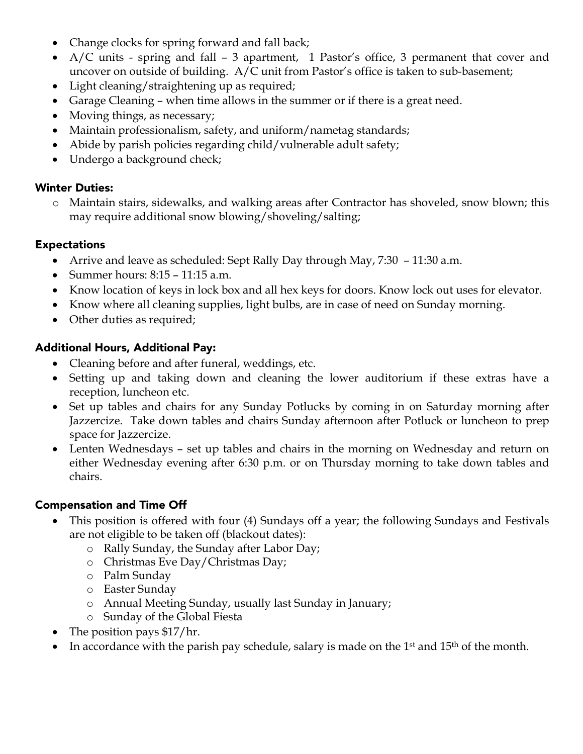- Change clocks for spring forward and fall back;
- A/C units - spring and fall – 3 apartment, 1 Pastor's office, 3 permanent that cover and uncover on outside of building. A/C unit from Pastor's office is taken to sub-basement;
- Light cleaning/straightening up as required;
- Garage Cleaning – when time allows in the summer or if there is a great need.
- Moving things, as necessary;
- Maintain professionalism, safety, and uniform/nametag standards;
- Abide by parish policies regarding child/vulnerable adult safety;
- Undergo a background check;

### Winter Duties:

- Maintain stairs, sidewalks, and walking areas after Contractor has shoveled, snow blown; this may require additional snow blowing/shoveling/salting;

### Expectations

- Arrive and leave as scheduled: Sept Rally Day through May, 7:30 – 11:30 a.m.
- Summer hours: 8:15 – 11:15 a.m.
- Know location of keys in lock box and all hex keys for doors. Know lock out uses for elevator.
- Know where all cleaning supplies, light bulbs, are in case of need on Sunday morning.
- Other duties as required;

### Additional Hours, Additional Pay:

- Cleaning before and after funeral, weddings, etc.
- Setting up and taking down and cleaning the lower auditorium if these extras have a reception, luncheon etc.
- Set up tables and chairs for any Sunday Potlucks by coming in on Saturday morning after Jazzercize. Take down tables and chairs Sunday afternoon after Potluck or luncheon to prep space for Jazzercize.
- Lenten Wednesdays – set up tables and chairs in the morning on Wednesday and return on either Wednesday evening after 6:30 p.m. or on Thursday morning to take down tables and chairs.

### Compensation and Time Off

- This position is offered with four (4) Sundays off a year; the following Sundays and Festivals are not eligible to be taken off (blackout dates):
  - Rally Sunday, the Sunday after Labor Day;
  - Christmas Eve Day/Christmas Day;
  - Palm Sunday
  - Easter Sunday
  - Annual Meeting Sunday, usually last Sunday in January;
  - Sunday of the Global Fiesta
- The position pays $17/hr.
- In accordance with the parish pay schedule, salary is made on the 1st and 15th of the month.